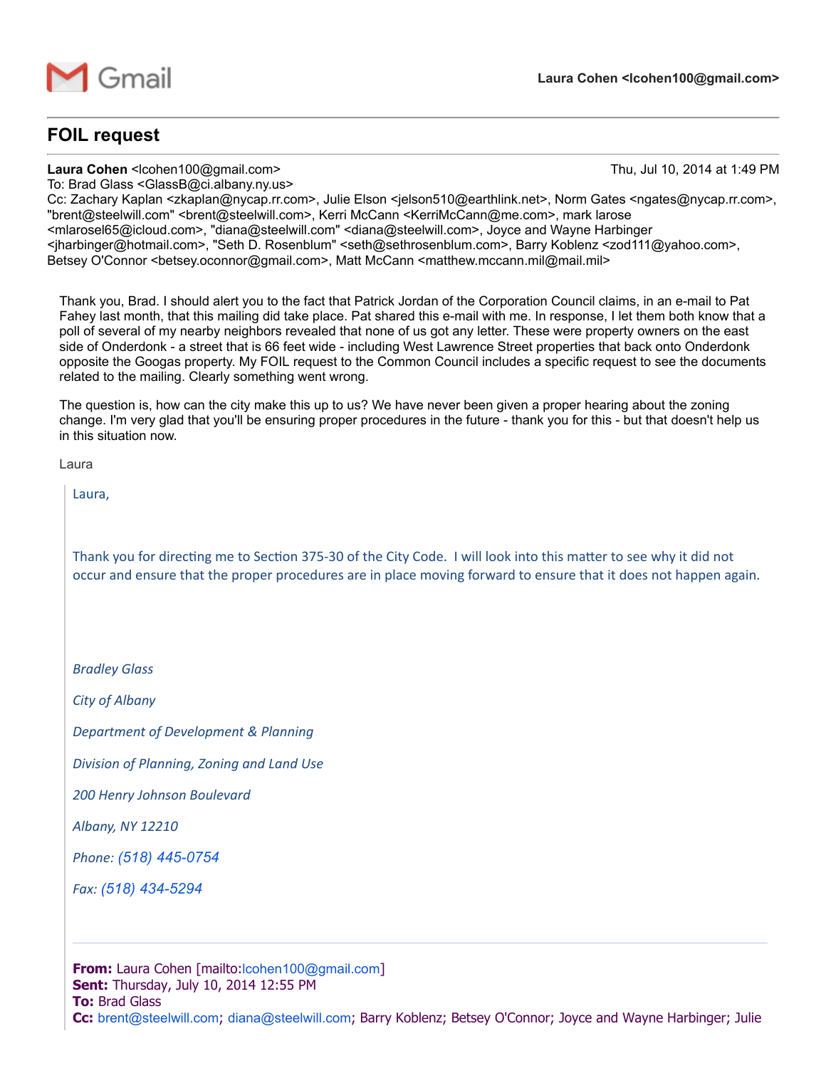Gmail

**Laura Cohen <lcohen100@gmail.com>**

---

# FOIL request

---

**Laura Cohen** <lcohen100@gmail.com> Thu, Jul 10, 2014 at 1:49 PM
To: Brad Glass <GlassB@ci.albany.ny.us>
Cc: Zachary Kaplan <zkaplan@nycap.rr.com>, Julie Elson <jelson510@earthlink.net>, Norm Gates <ngates@nycap.rr.com>, "brent@steelwill.com" <brent@steelwill.com>, Kerri McCann <KerriMcCann@me.com>, mark larose <mlarosel65@icloud.com>, "diana@steelwill.com" <diana@steelwill.com>, Joyce and Wayne Harbinger <jharbinger@hotmail.com>, "Seth D. Rosenblum" <seth@sethrosenblum.com>, Barry Koblenz <zod111@yahoo.com>, Betsey O'Connor <betsey.oconnor@gmail.com>, Matt McCann <matthew.mccann.mil@mail.mil>

Thank you, Brad. I should alert you to the fact that Patrick Jordan of the Corporation Council claims, in an e-mail to Pat Fahey last month, that this mailing did take place. Pat shared this e-mail with me. In response, I let them both know that a poll of several of my nearby neighbors revealed that none of us got any letter. These were property owners on the east side of Onderdonk - a street that is 66 feet wide - including West Lawrence Street properties that back onto Onderdonk opposite the Googas property. My FOIL request to the Common Council includes a specific request to see the documents related to the mailing. Clearly something went wrong.

The question is, how can the city make this up to us? We have never been given a proper hearing about the zoning change. I'm very glad that you'll be ensuring proper procedures in the future - thank you for this - but that doesn't help us in this situation now.

Laura

> Laura,
>
> Thank you for directing me to Section 375-30 of the City Code. I will look into this matter to see why it did not occur and ensure that the proper procedures are in place moving forward to ensure that it does not happen again.
>
> *Bradley Glass*
>
> *City of Albany*
>
> *Department of Development & Planning*
>
> *Division of Planning, Zoning and Land Use*
>
> *200 Henry Johnson Boulevard*
>
> *Albany, NY 12210*
>
> *Phone: (518) 445-0754*
>
> *Fax: (518) 434-5294*
>
> ---
>
> **From:** Laura Cohen [mailto:lcohen100@gmail.com]
> **Sent:** Thursday, July 10, 2014 12:55 PM
> **To:** Brad Glass
> **Cc:** brent@steelwill.com; diana@steelwill.com; Barry Koblenz; Betsey O'Connor; Joyce and Wayne Harbinger; Julie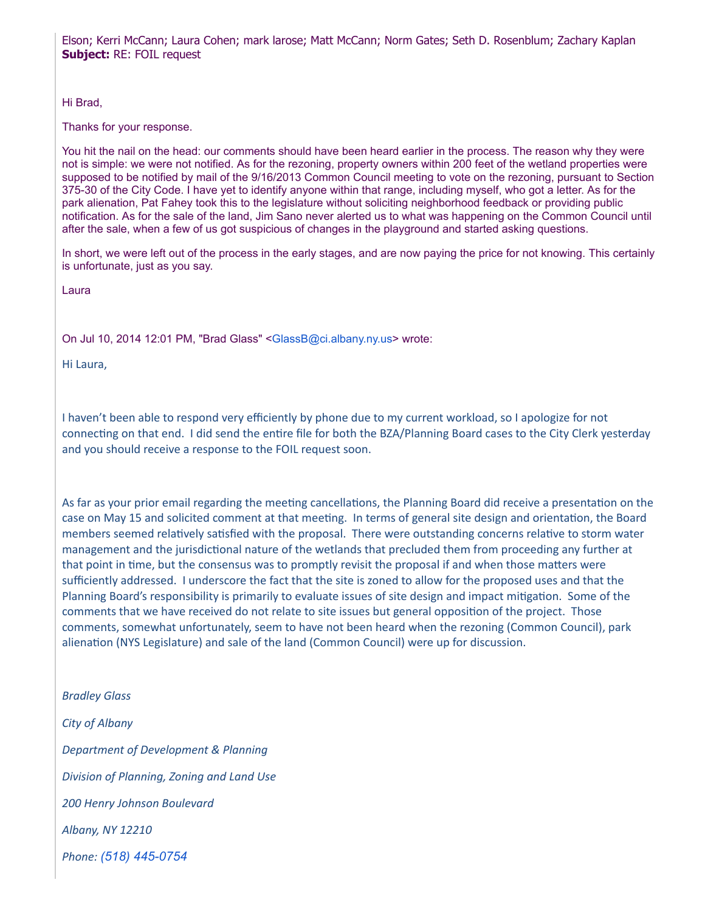Elson; Kerri McCann; Laura Cohen; mark larose; Matt McCann; Norm Gates; Seth D. Rosenblum; Zachary Kaplan
**Subject:** RE: FOIL request

Hi Brad,

Thanks for your response.

You hit the nail on the head: our comments should have been heard earlier in the process. The reason why they were not is simple: we were not notified. As for the rezoning, property owners within 200 feet of the wetland properties were supposed to be notified by mail of the 9/16/2013 Common Council meeting to vote on the rezoning, pursuant to Section 375-30 of the City Code. I have yet to identify anyone within that range, including myself, who got a letter. As for the park alienation, Pat Fahey took this to the legislature without soliciting neighborhood feedback or providing public notification. As for the sale of the land, Jim Sano never alerted us to what was happening on the Common Council until after the sale, when a few of us got suspicious of changes in the playground and started asking questions.

In short, we were left out of the process in the early stages, and are now paying the price for not knowing. This certainly is unfortunate, just as you say.

Laura

On Jul 10, 2014 12:01 PM, "Brad Glass" <GlassB@ci.albany.ny.us> wrote:

Hi Laura,

I haven't been able to respond very efficiently by phone due to my current workload, so I apologize for not connecting on that end. I did send the entire file for both the BZA/Planning Board cases to the City Clerk yesterday and you should receive a response to the FOIL request soon.

As far as your prior email regarding the meeting cancellations, the Planning Board did receive a presentation on the case on May 15 and solicited comment at that meeting. In terms of general site design and orientation, the Board members seemed relatively satisfied with the proposal. There were outstanding concerns relative to storm water management and the jurisdictional nature of the wetlands that precluded them from proceeding any further at that point in time, but the consensus was to promptly revisit the proposal if and when those matters were sufficiently addressed. I underscore the fact that the site is zoned to allow for the proposed uses and that the Planning Board's responsibility is primarily to evaluate issues of site design and impact mitigation. Some of the comments that we have received do not relate to site issues but general opposition of the project. Those comments, somewhat unfortunately, seem to have not been heard when the rezoning (Common Council), park alienation (NYS Legislature) and sale of the land (Common Council) were up for discussion.

*Bradley Glass*

*City of Albany*

*Department of Development & Planning*

*Division of Planning, Zoning and Land Use*

*200 Henry Johnson Boulevard*

*Albany, NY 12210*

*Phone: (518) 445-0754*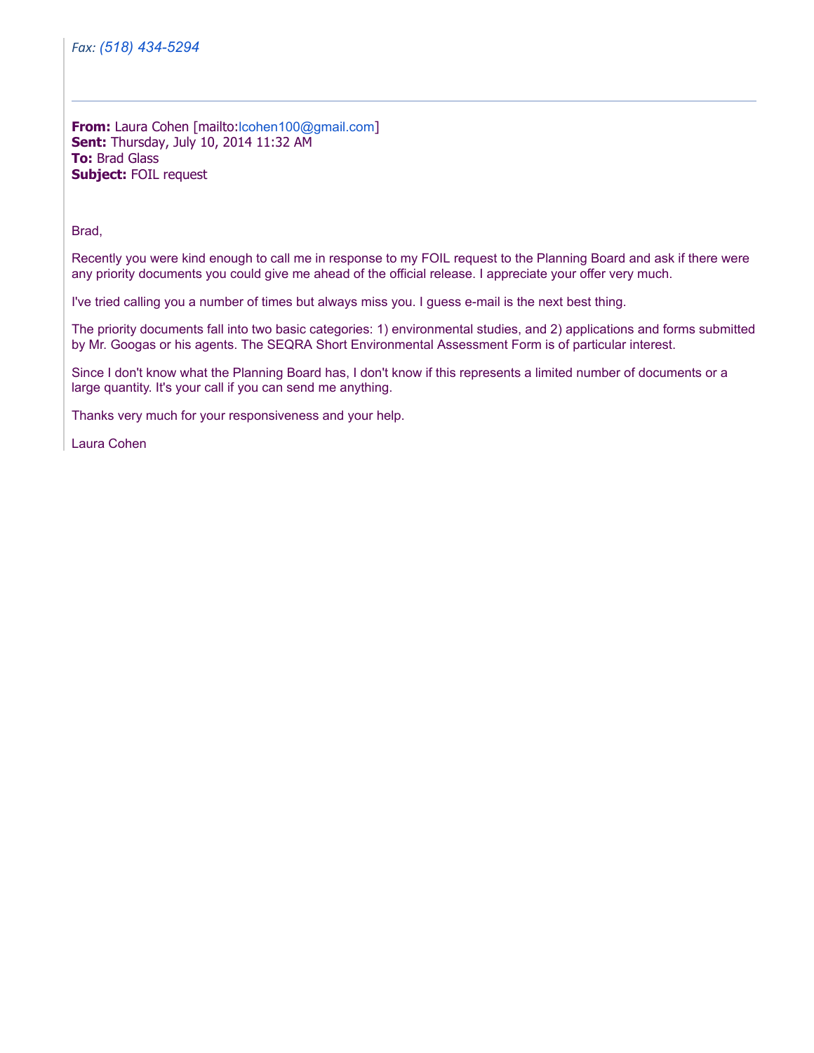*Fax: (518) 434-5294*

---

**From:** Laura Cohen [mailto:lcohen100@gmail.com]
**Sent:** Thursday, July 10, 2014 11:32 AM
**To:** Brad Glass
**Subject:** FOIL request

Brad,

Recently you were kind enough to call me in response to my FOIL request to the Planning Board and ask if there were any priority documents you could give me ahead of the official release. I appreciate your offer very much.

I've tried calling you a number of times but always miss you. I guess e-mail is the next best thing.

The priority documents fall into two basic categories: 1) environmental studies, and 2) applications and forms submitted by Mr. Googas or his agents. The SEQRA Short Environmental Assessment Form is of particular interest.

Since I don't know what the Planning Board has, I don't know if this represents a limited number of documents or a large quantity. It's your call if you can send me anything.

Thanks very much for your responsiveness and your help.

Laura Cohen